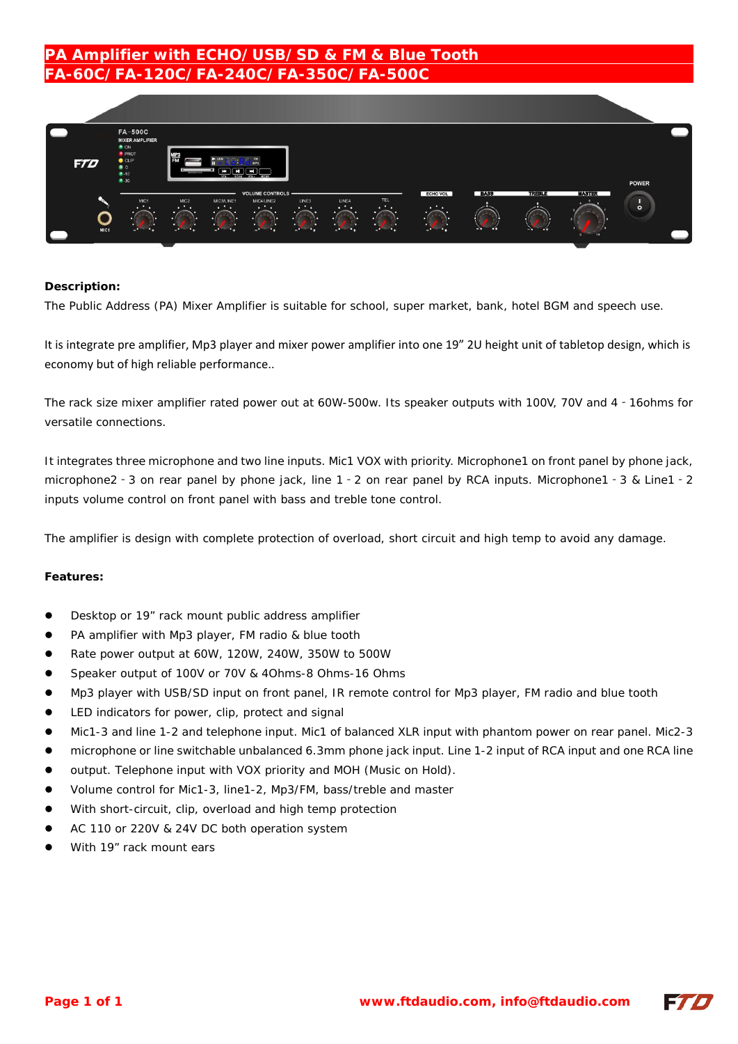# PA Amplifier with ECHO/ USB/ SD & FM & Blue Tooth
# FA-60C/ FA-120C/ FA-240C/ FA-350C/ FA-500C

**Description:**

The Public Address (PA) Mixer Amplifier is suitable for school, super market, bank, hotel BGM and speech use.

It is integrate pre amplifier, Mp3 player and mixer power amplifier into one 19" 2U height unit of tabletop design, which is economy but of high reliable performance..

The rack size mixer amplifier rated power out at 60W-500w. Its speaker outputs with 100V, 70V and 4 - 16ohms for versatile connections.

It integrates three microphone and two line inputs. Mic1 VOX with priority. Microphone1 on front panel by phone jack, microphone2 - 3 on rear panel by phone jack, line 1 - 2 on rear panel by RCA inputs. Microphone1 - 3 & Line1 - 2 inputs volume control on front panel with bass and treble tone control.

The amplifier is design with complete protection of overload, short circuit and high temp to avoid any damage.

**Features:**

- Desktop or 19" rack mount public address amplifier
- PA amplifier with Mp3 player, FM radio & blue tooth
- Rate power output at 60W, 120W, 240W, 350W to 500W
- Speaker output of 100V or 70V & 4Ohms-8 Ohms-16 Ohms
- Mp3 player with USB/SD input on front panel, IR remote control for Mp3 player, FM radio and blue tooth
- LED indicators for power, clip, protect and signal
- Mic1-3 and line 1-2 and telephone input. Mic1 of balanced XLR input with phantom power on rear panel. Mic2-3
- microphone or line switchable unbalanced 6.3mm phone jack input. Line 1-2 input of RCA input and one RCA line
- output. Telephone input with VOX priority and MOH (Music on Hold).
- Volume control for Mic1-3, line1-2, Mp3/FM, bass/treble and master
- With short-circuit, clip, overload and high temp protection
- AC 110 or 220V & 24V DC both operation system
- With 19" rack mount ears

www.ftdaudio.com, info@ftdaudio.com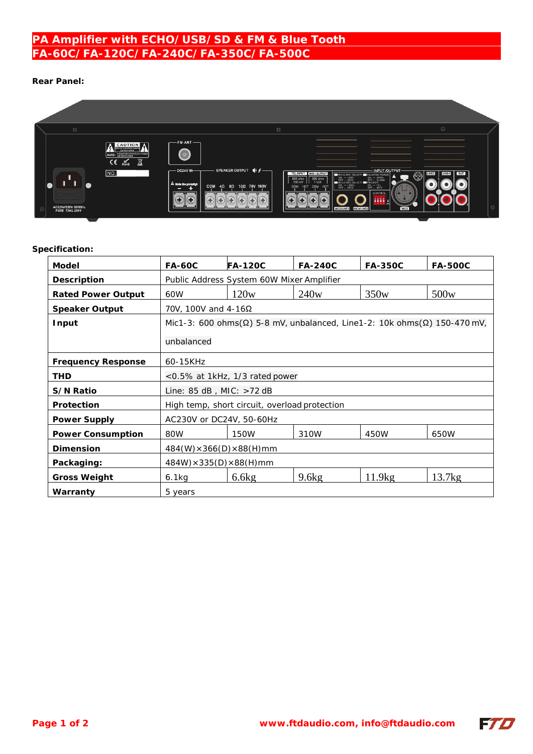# PA Amplifier with ECHO/ USB/ SD & FM & Blue Tooth
# FA-60C/ FA-120C/ FA-240C/ FA-350C/ FA-500C

**Rear Panel:**

**Specification:**

| Model | FA-60C | FA-120C | FA-240C | FA-350C | FA-500C |
|---|---|---|---|---|---|
| Description | Public Address System 60W Mixer Amplifier | | | | |
| Rated Power Output | 60W | 120w | 240w | 350w | 500w |
| Speaker Output | 70V, 100V and 4-16Ω | | | | |
| Input | Mic1-3: 600 ohms(Ω) 5-8 mV, unbalanced, Line1-2: 10k ohms(Ω) 150-470 mV, unbalanced | | | | |
| Frequency Response | 60-15KHz | | | | |
| THD | <0.5% at 1kHz, 1/3 rated power | | | | |
| S/ N Ratio | Line: 85 dB , MIC: >72 dB | | | | |
| Protection | High temp, short circuit, overload protection | | | | |
| Power Supply | AC230V or DC24V, 50-60Hz | | | | |
| Power Consumption | 80W | 150W | 310W | 450W | 650W |
| Dimension | 484(W)×366(D)×88(H)mm | | | | |
| Packaging: | 484W)×335(D)×88(H)mm | | | | |
| Gross Weight | 6.1kg | 6.6kg | 9.6kg | 11.9kg | 13.7kg |
| Warranty | 5 years | | | | |

www.ftdaudio.com, info@ftdaudio.com